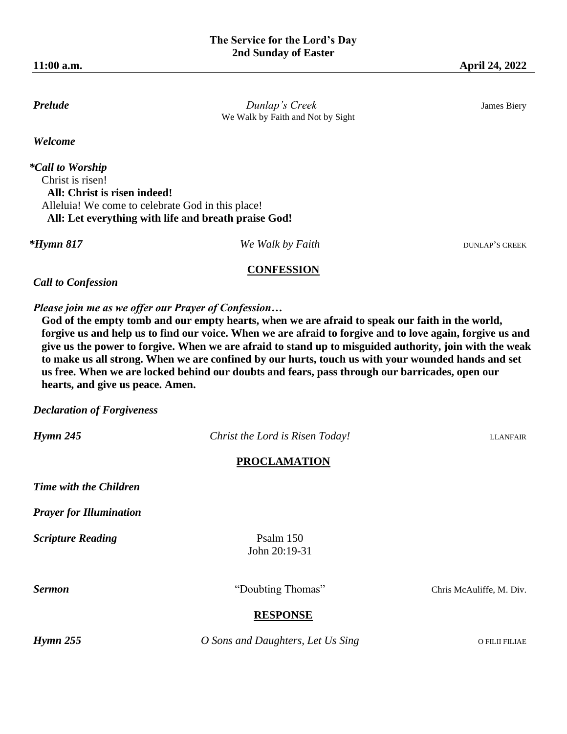# The Service for the Lord's Day
## 2nd Sunday of Easter

**11:00 a.m.** **April 24, 2022**

***Prelude*** *Dunlap's Creek* James Biery
We Walk by Faith and Not by Sight

***Welcome***

***\*Call to Worship***
Christ is risen!
**All: Christ is risen indeed!**
Alleluia! We come to celebrate God in this place!
**All: Let everything with life and breath praise God!**

***\*Hymn 817*** *We Walk by Faith* DUNLAP'S CREEK

## CONFESSION

***Call to Confession***

***Please join me as we offer our Prayer of Confession…***
**God of the empty tomb and our empty hearts, when we are afraid to speak our faith in the world, forgive us and help us to find our voice. When we are afraid to forgive and to love again, forgive us and give us the power to forgive. When we are afraid to stand up to misguided authority, join with the weak to make us all strong. When we are confined by our hurts, touch us with your wounded hands and set us free. When we are locked behind our doubts and fears, pass through our barricades, open our hearts, and give us peace. Amen.**

***Declaration of Forgiveness***

***Hymn 245*** *Christ the Lord is Risen Today!* LLANFAIR

## PROCLAMATION

***Time with the Children***

***Prayer for Illumination***

***Scripture Reading*** Psalm 150
John 20:19-31

***Sermon*** "Doubting Thomas" Chris McAuliffe, M. Div.

## RESPONSE

***Hymn 255*** *O Sons and Daughters, Let Us Sing* O FILII FILIAE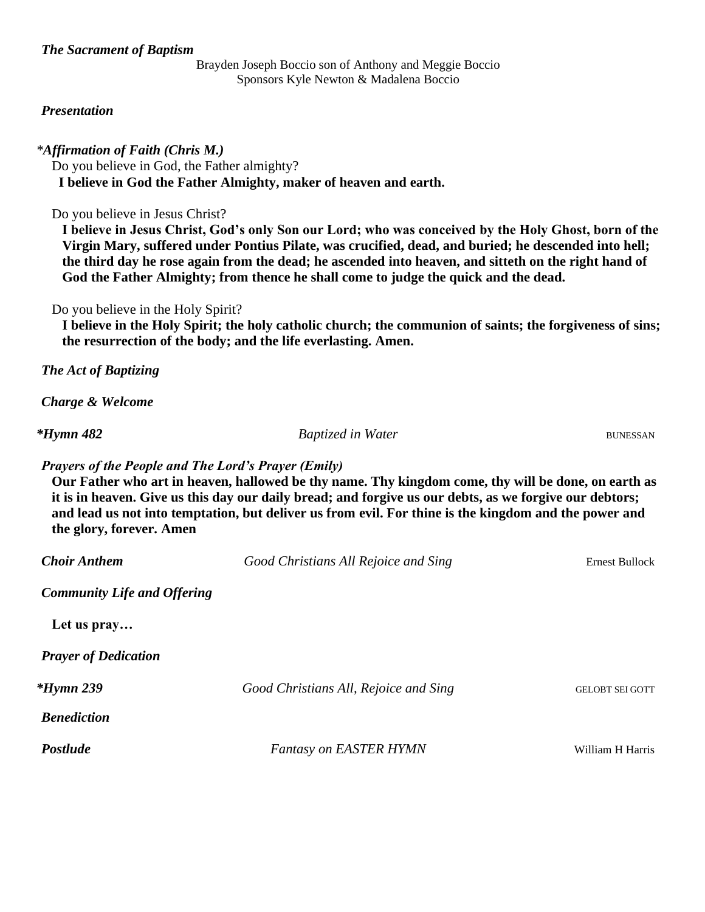***The Sacrament of Baptism***

Brayden Joseph Boccio son of Anthony and Meggie Boccio
Sponsors Kyle Newton & Madalena Boccio

***Presentation***

**Affirmation of Faith (Chris M.)*

Do you believe in God, the Father almighty?

**I believe in God the Father Almighty, maker of heaven and earth.**

Do you believe in Jesus Christ?

**I believe in Jesus Christ, God's only Son our Lord; who was conceived by the Holy Ghost, born of the Virgin Mary, suffered under Pontius Pilate, was crucified, dead, and buried; he descended into hell; the third day he rose again from the dead; he ascended into heaven, and sitteth on the right hand of God the Father Almighty; from thence he shall come to judge the quick and the dead.**

Do you believe in the Holy Spirit?

**I believe in the Holy Spirit; the holy catholic church; the communion of saints; the forgiveness of sins; the resurrection of the body; and the life everlasting. Amen.**

***The Act of Baptizing***

***Charge & Welcome***

****Hymn 482*** — *Baptized in Water* — BUNESSAN

***Prayers of the People and The Lord's Prayer (Emily)***

**Our Father who art in heaven, hallowed be thy name. Thy kingdom come, thy will be done, on earth as it is in heaven. Give us this day our daily bread; and forgive us our debts, as we forgive our debtors; and lead us not into temptation, but deliver us from evil. For thine is the kingdom and the power and the glory, forever. Amen**

***Choir Anthem*** — *Good Christians All Rejoice and Sing* — Ernest Bullock

***Community Life and Offering***

**Let us pray…**

***Prayer of Dedication***

****Hymn 239*** — *Good Christians All, Rejoice and Sing* — GELOBT SEI GOTT

***Benediction***

***Postlude*** — *Fantasy on EASTER HYMN* — William H Harris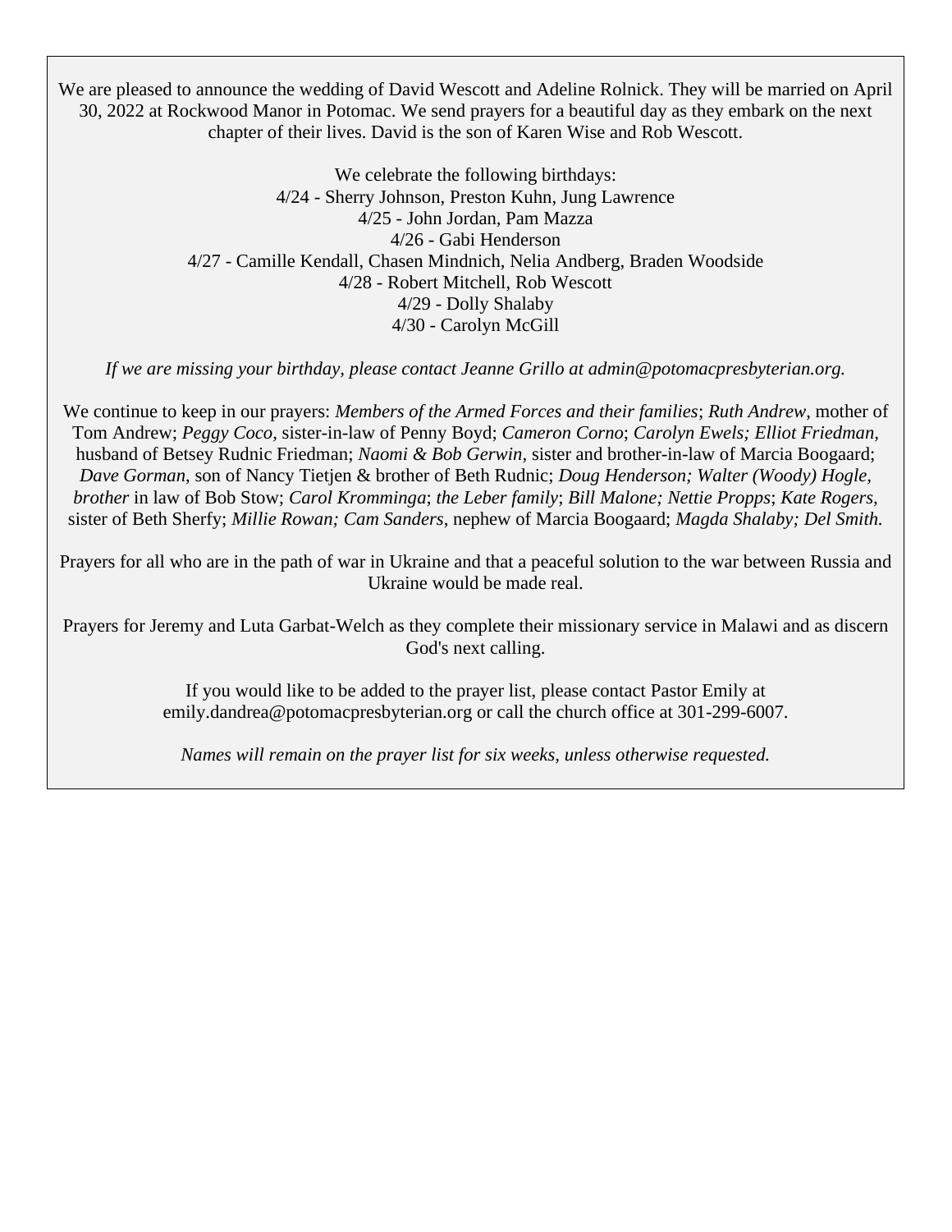We are pleased to announce the wedding of David Wescott and Adeline Rolnick. They will be married on April 30, 2022 at Rockwood Manor in Potomac. We send prayers for a beautiful day as they embark on the next chapter of their lives. David is the son of Karen Wise and Rob Wescott.

We celebrate the following birthdays:
4/24 - Sherry Johnson, Preston Kuhn, Jung Lawrence
4/25 - John Jordan, Pam Mazza
4/26 - Gabi Henderson
4/27 - Camille Kendall, Chasen Mindnich, Nelia Andberg, Braden Woodside
4/28 - Robert Mitchell, Rob Wescott
4/29 - Dolly Shalaby
4/30 - Carolyn McGill

*If we are missing your birthday, please contact Jeanne Grillo at admin@potomacpresbyterian.org.*

We continue to keep in our prayers: *Members of the Armed Forces and their families*; *Ruth Andrew*, mother of Tom Andrew; *Peggy Coco,* sister-in-law of Penny Boyd; *Cameron Corno*; *Carolyn Ewels; Elliot Friedman,* husband of Betsey Rudnic Friedman; *Naomi & Bob Gerwin,* sister and brother-in-law of Marcia Boogaard; *Dave Gorman*, son of Nancy Tietjen & brother of Beth Rudnic; *Doug Henderson; Walter (Woody) Hogle, brother* in law of Bob Stow; *Carol Kromminga*; *the Leber family*; *Bill Malone; Nettie Propps*; *Kate Rogers,* sister of Beth Sherfy; *Millie Rowan; Cam Sanders*, nephew of Marcia Boogaard; *Magda Shalaby; Del Smith.*

Prayers for all who are in the path of war in Ukraine and that a peaceful solution to the war between Russia and Ukraine would be made real.

Prayers for Jeremy and Luta Garbat-Welch as they complete their missionary service in Malawi and as discern God's next calling.

If you would like to be added to the prayer list, please contact Pastor Emily at emily.dandrea@potomacpresbyterian.org or call the church office at 301-299-6007.

*Names will remain on the prayer list for six weeks, unless otherwise requested.*